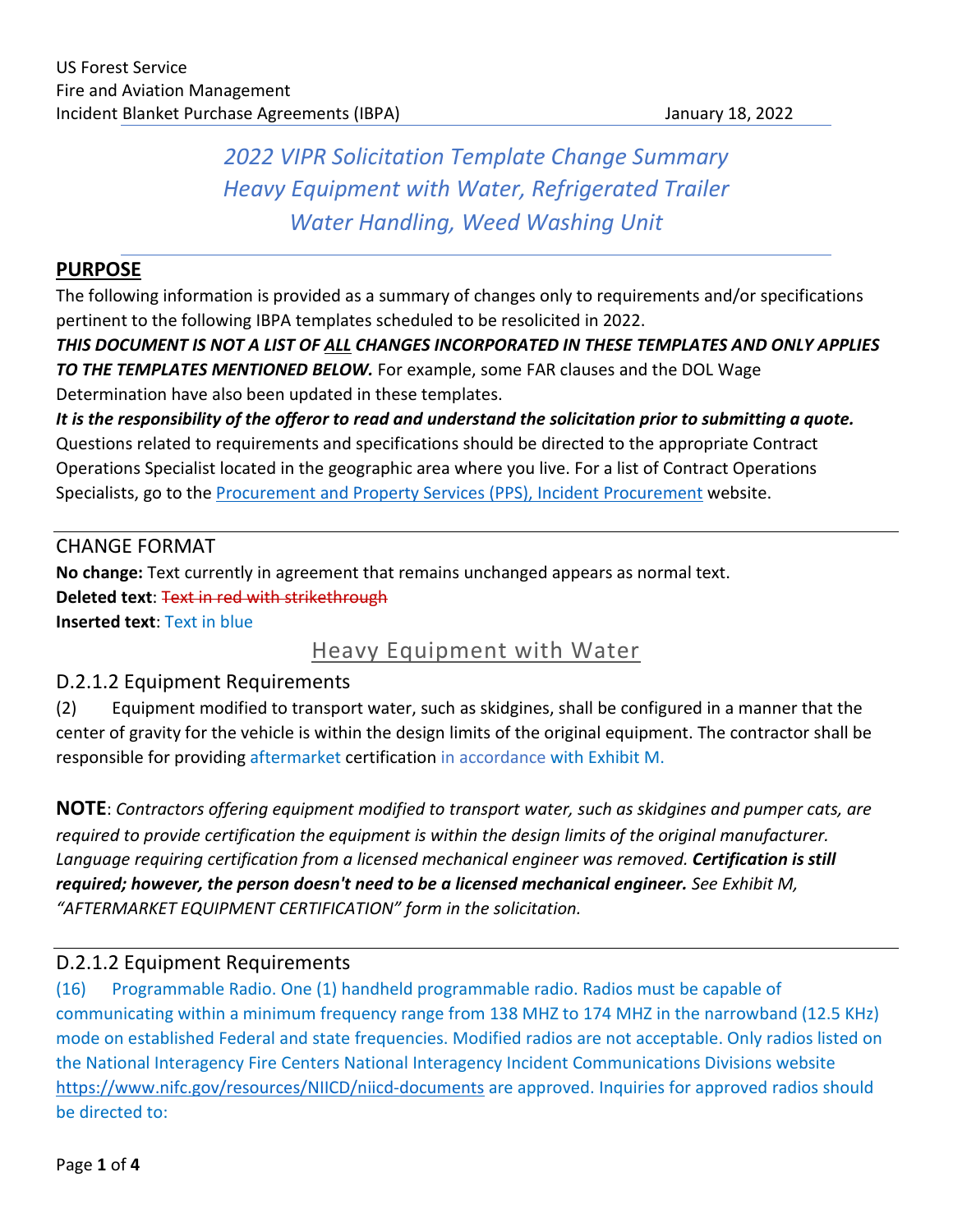US Forest Service
Fire and Aviation Management
Incident Blanket Purchase Agreements (IBPA) January 18, 2022

# *2022 VIPR Solicitation Template Change Summary*
# *Heavy Equipment with Water, Refrigerated Trailer*
# *Water Handling, Weed Washing Unit*

## PURPOSE

The following information is provided as a summary of changes only to requirements and/or specifications pertinent to the following IBPA templates scheduled to be resolicited in 2022.

***THIS DOCUMENT IS NOT A LIST OF ALL CHANGES INCORPORATED IN THESE TEMPLATES AND ONLY APPLIES TO THE TEMPLATES MENTIONED BELOW.*** For example, some FAR clauses and the DOL Wage Determination have also been updated in these templates.

***It is the responsibility of the offeror to read and understand the solicitation prior to submitting a quote.*** Questions related to requirements and specifications should be directed to the appropriate Contract Operations Specialist located in the geographic area where you live. For a list of Contract Operations Specialists, go to the Procurement and Property Services (PPS), Incident Procurement website.

## CHANGE FORMAT

**No change:** Text currently in agreement that remains unchanged appears as normal text.

**Deleted text**: ~~Text in red with strikethrough~~

**Inserted text**: Text in blue

## Heavy Equipment with Water

### D.2.1.2 Equipment Requirements

(2) Equipment modified to transport water, such as skidgines, shall be configured in a manner that the center of gravity for the vehicle is within the design limits of the original equipment. The contractor shall be responsible for providing aftermarket certification in accordance with Exhibit M.

**NOTE**: *Contractors offering equipment modified to transport water, such as skidgines and pumper cats, are required to provide certification the equipment is within the design limits of the original manufacturer. Language requiring certification from a licensed mechanical engineer was removed.* ***Certification is still required; however, the person doesn't need to be a licensed mechanical engineer.*** *See Exhibit M, "AFTERMARKET EQUIPMENT CERTIFICATION" form in the solicitation.*

### D.2.1.2 Equipment Requirements

(16) Programmable Radio. One (1) handheld programmable radio. Radios must be capable of communicating within a minimum frequency range from 138 MHZ to 174 MHZ in the narrowband (12.5 KHz) mode on established Federal and state frequencies. Modified radios are not acceptable. Only radios listed on the National Interagency Fire Centers National Interagency Incident Communications Divisions website https://www.nifc.gov/resources/NIICD/niicd-documents are approved. Inquiries for approved radios should be directed to: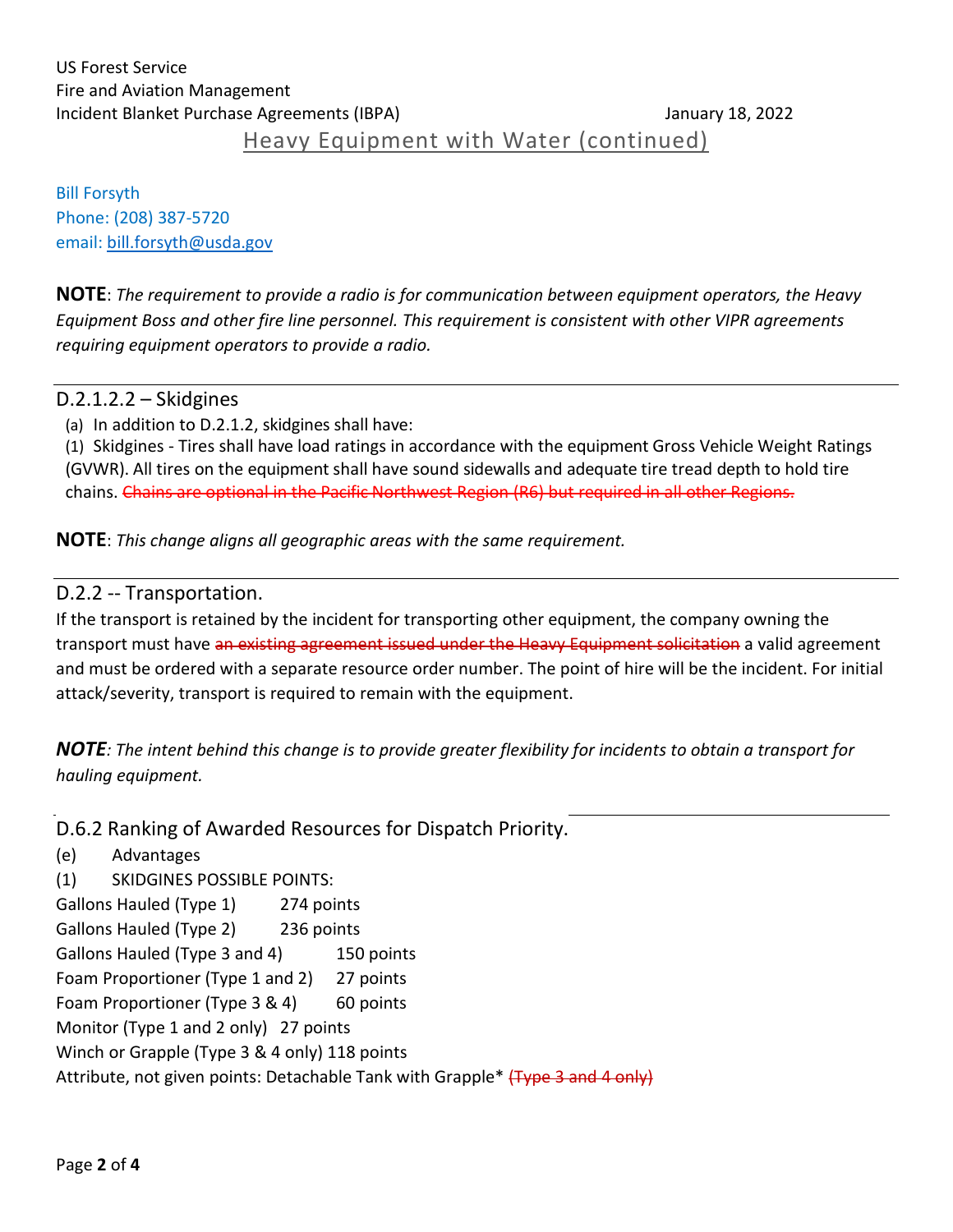Bill Forsyth
Phone: (208) 387-5720
email: bill.forsyth@usda.gov

**NOTE**: *The requirement to provide a radio is for communication between equipment operators, the Heavy Equipment Boss and other fire line personnel. This requirement is consistent with other VIPR agreements requiring equipment operators to provide a radio.*

## D.2.1.2.2 – Skidgines

(a) In addition to D.2.1.2, skidgines shall have:

(1) Skidgines - Tires shall have load ratings in accordance with the equipment Gross Vehicle Weight Ratings (GVWR). All tires on the equipment shall have sound sidewalls and adequate tire tread depth to hold tire chains. ~~Chains are optional in the Pacific Northwest Region (R6) but required in all other Regions.~~

**NOTE**: *This change aligns all geographic areas with the same requirement.*

## D.2.2 -- Transportation.

If the transport is retained by the incident for transporting other equipment, the company owning the transport must have ~~an existing agreement issued under the Heavy Equipment solicitation~~ a valid agreement and must be ordered with a separate resource order number. The point of hire will be the incident. For initial attack/severity, transport is required to remain with the equipment.

***NOTE****: The intent behind this change is to provide greater flexibility for incidents to obtain a transport for hauling equipment.*

## D.6.2 Ranking of Awarded Resources for Dispatch Priority.

(e) Advantages

(1) SKIDGINES POSSIBLE POINTS:

Gallons Hauled (Type 1) 274 points
Gallons Hauled (Type 2) 236 points
Gallons Hauled (Type 3 and 4) 150 points
Foam Proportioner (Type 1 and 2) 27 points
Foam Proportioner (Type 3 & 4) 60 points
Monitor (Type 1 and 2 only) 27 points
Winch or Grapple (Type 3 & 4 only) 118 points
Attribute, not given points: Detachable Tank with Grapple* ~~(Type 3 and 4 only)~~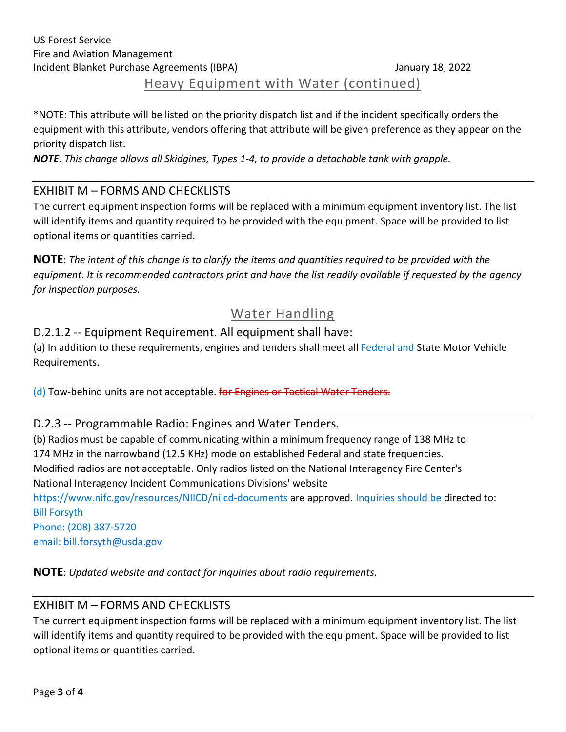## Heavy Equipment with Water (continued)

*NOTE: This attribute will be listed on the priority dispatch list and if the incident specifically orders the equipment with this attribute, vendors offering that attribute will be given preference as they appear on the priority dispatch list.

***NOTE**: This change allows all Skidgines, Types 1-4, to provide a detachable tank with grapple.*

---

### EXHIBIT M – FORMS AND CHECKLISTS

The current equipment inspection forms will be replaced with a minimum equipment inventory list. The list will identify items and quantity required to be provided with the equipment. Space will be provided to list optional items or quantities carried.

**NOTE**: *The intent of this change is to clarify the items and quantities required to be provided with the equipment. It is recommended contractors print and have the list readily available if requested by the agency for inspection purposes.*

## Water Handling

### D.2.1.2 -- Equipment Requirement. All equipment shall have:

(a) In addition to these requirements, engines and tenders shall meet all Federal and State Motor Vehicle Requirements.

(d) Tow-behind units are not acceptable. ~~for Engines or Tactical Water Tenders.~~

---

### D.2.3 -- Programmable Radio: Engines and Water Tenders.

(b) Radios must be capable of communicating within a minimum frequency range of 138 MHz to 174 MHz in the narrowband (12.5 KHz) mode on established Federal and state frequencies. Modified radios are not acceptable. Only radios listed on the National Interagency Fire Center's National Interagency Incident Communications Divisions' website https://www.nifc.gov/resources/NIICD/niicd-documents are approved. Inquiries should be directed to:
Bill Forsyth
Phone: (208) 387-5720
email: bill.forsyth@usda.gov

**NOTE**: *Updated website and contact for inquiries about radio requirements.*

---

### EXHIBIT M – FORMS AND CHECKLISTS

The current equipment inspection forms will be replaced with a minimum equipment inventory list. The list will identify items and quantity required to be provided with the equipment. Space will be provided to list optional items or quantities carried.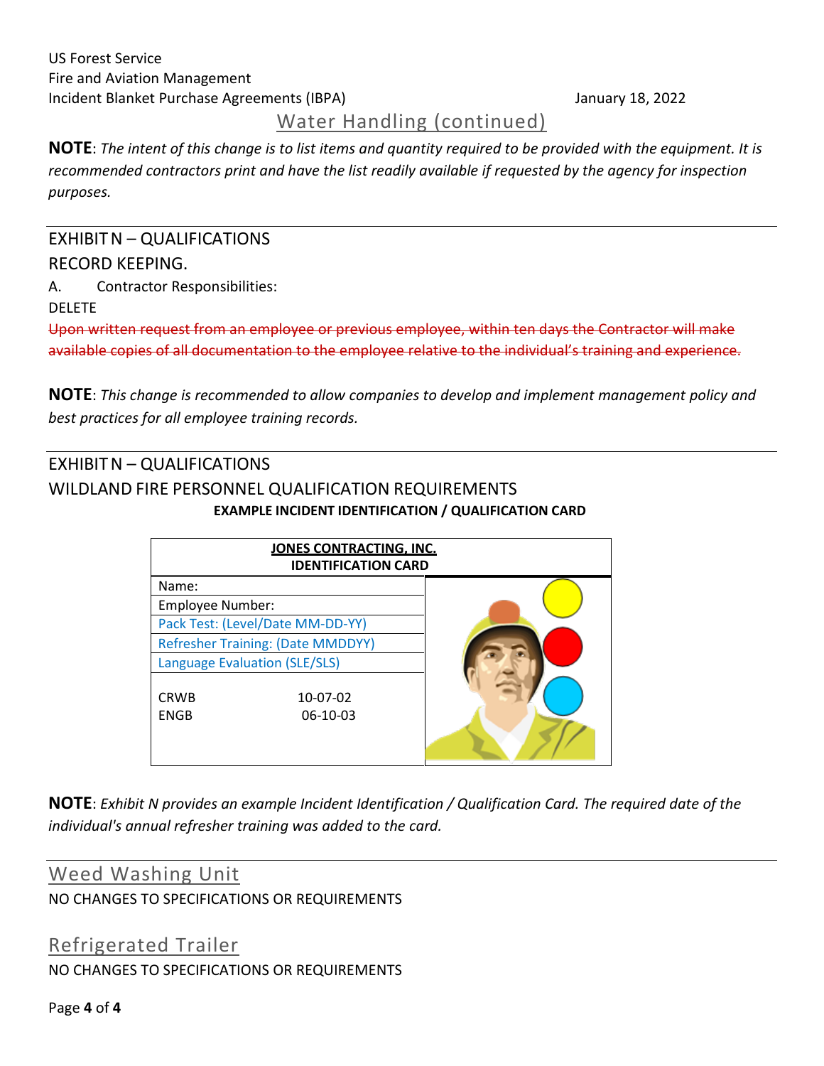## Water Handling (continued)

**NOTE**: *The intent of this change is to list items and quantity required to be provided with the equipment. It is recommended contractors print and have the list readily available if requested by the agency for inspection purposes.*

---

EXHIBIT N – QUALIFICATIONS

RECORD KEEPING.

A. Contractor Responsibilities:

DELETE

~~Upon written request from an employee or previous employee, within ten days the Contractor will make available copies of all documentation to the employee relative to the individual's training and experience.~~

**NOTE**: *This change is recommended to allow companies to develop and implement management policy and best practices for all employee training records.*

---

EXHIBIT N – QUALIFICATIONS

WILDLAND FIRE PERSONNEL QUALIFICATION REQUIREMENTS

**EXAMPLE INCIDENT IDENTIFICATION / QUALIFICATION CARD**

| **JONES CONTRACTING, INC.** **IDENTIFICATION CARD** | |
|---|---|
| Name: | |
| Employee Number: | |
| Pack Test: (Level/Date MM-DD-YY) | |
| Refresher Training: (Date MMDDYY) | |
| Language Evaluation (SLE/SLS) | |
| CRWB 10-07-02 | |
| ENGB 06-10-03 | |

**NOTE**: *Exhibit N provides an example Incident Identification / Qualification Card. The required date of the individual's annual refresher training was added to the card.*

---

## Weed Washing Unit

NO CHANGES TO SPECIFICATIONS OR REQUIREMENTS

## Refrigerated Trailer

NO CHANGES TO SPECIFICATIONS OR REQUIREMENTS